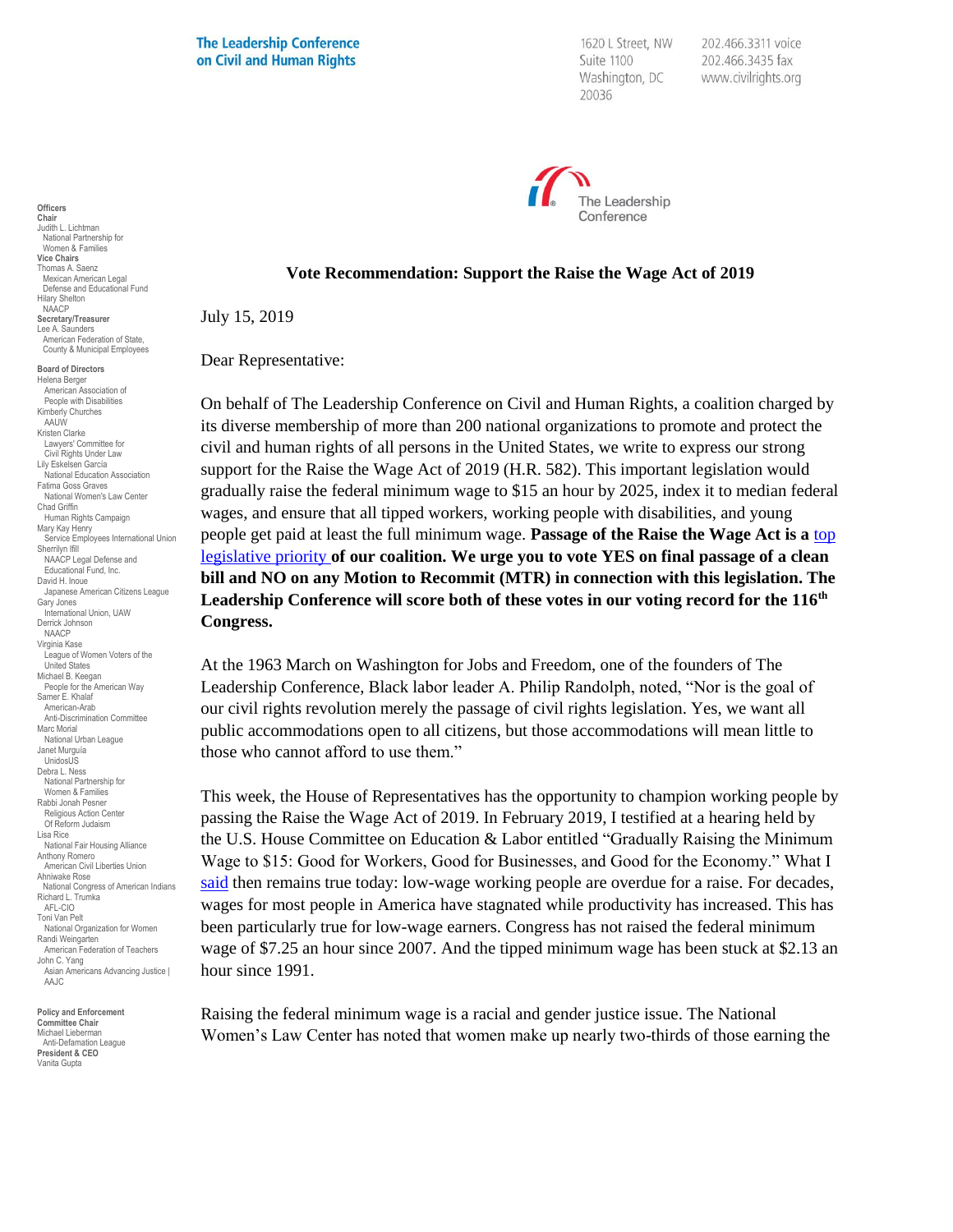The Leadership Conference on Civil and Human Rights

1620 L Street, NW
Suite 1100
Washington, DC
20036

202.466.3311 voice
202.466.3435 fax
www.civilrights.org

**Officers**
**Chair**
Judith L. Lichtman
National Partnership for Women & Families
**Vice Chairs**
Thomas A. Saenz
Mexican American Legal Defense and Educational Fund
Hilary Shelton
NAACP
**Secretary/Treasurer**
Lee A. Saunders
American Federation of State, County & Municipal Employees

**Board of Directors**
Helena Berger
American Association of People with Disabilities
Kimberly Churches
AAUW
Kristen Clarke
Lawyers' Committee for Civil Rights Under Law
Lily Eskelsen García
National Education Association
Fatima Goss Graves
National Women's Law Center
Chad Griffin
Human Rights Campaign
Mary Kay Henry
Service Employees International Union
Sherrilyn Ifill
NAACP Legal Defense and Educational Fund, Inc.
David H. Inoue
Japanese American Citizens League
Gary Jones
International Union, UAW
Derrick Johnson
NAACP
Virginia Kase
League of Women Voters of the United States
Michael B. Keegan
People for the American Way
Samer E. Khalaf
American-Arab Anti-Discrimination Committee
Marc Morial
National Urban League
Janet Murguía
UnidosUS
Debra L. Ness
National Partnership for Women & Families
Rabbi Jonah Pesner
Religious Action Center Of Reform Judaism
Lisa Rice
National Fair Housing Alliance
Anthony Romero
American Civil Liberties Union
Ahniwake Rose
National Congress of American Indians
Richard L. Trumka
AFL-CIO
Toni Van Pelt
National Organization for Women
Randi Weingarten
American Federation of Teachers
John C. Yang
Asian Americans Advancing Justice | AAJC

**Policy and Enforcement Committee Chair**
Michael Lieberman
Anti-Defamation League
**President & CEO**
Vanita Gupta

The Leadership Conference

## Vote Recommendation: Support the Raise the Wage Act of 2019

July 15, 2019

Dear Representative:

On behalf of The Leadership Conference on Civil and Human Rights, a coalition charged by its diverse membership of more than 200 national organizations to promote and protect the civil and human rights of all persons in the United States, we write to express our strong support for the Raise the Wage Act of 2019 (H.R. 582). This important legislation would gradually raise the federal minimum wage to $15 an hour by 2025, index it to median federal wages, and ensure that all tipped workers, working people with disabilities, and young people get paid at least the full minimum wage. **Passage of the Raise the Wage Act is a** top legislative priority **of our coalition. We urge you to vote YES on final passage of a clean bill and NO on any Motion to Recommit (MTR) in connection with this legislation. The Leadership Conference will score both of these votes in our voting record for the 116th Congress.**

At the 1963 March on Washington for Jobs and Freedom, one of the founders of The Leadership Conference, Black labor leader A. Philip Randolph, noted, "Nor is the goal of our civil rights revolution merely the passage of civil rights legislation. Yes, we want all public accommodations open to all citizens, but those accommodations will mean little to those who cannot afford to use them."

This week, the House of Representatives has the opportunity to champion working people by passing the Raise the Wage Act of 2019. In February 2019, I testified at a hearing held by the U.S. House Committee on Education & Labor entitled "Gradually Raising the Minimum Wage to $15: Good for Workers, Good for Businesses, and Good for the Economy." What I said then remains true today: low-wage working people are overdue for a raise. For decades, wages for most people in America have stagnated while productivity has increased. This has been particularly true for low-wage earners. Congress has not raised the federal minimum wage of $7.25 an hour since 2007. And the tipped minimum wage has been stuck at $2.13 an hour since 1991.

Raising the federal minimum wage is a racial and gender justice issue. The National Women's Law Center has noted that women make up nearly two-thirds of those earning the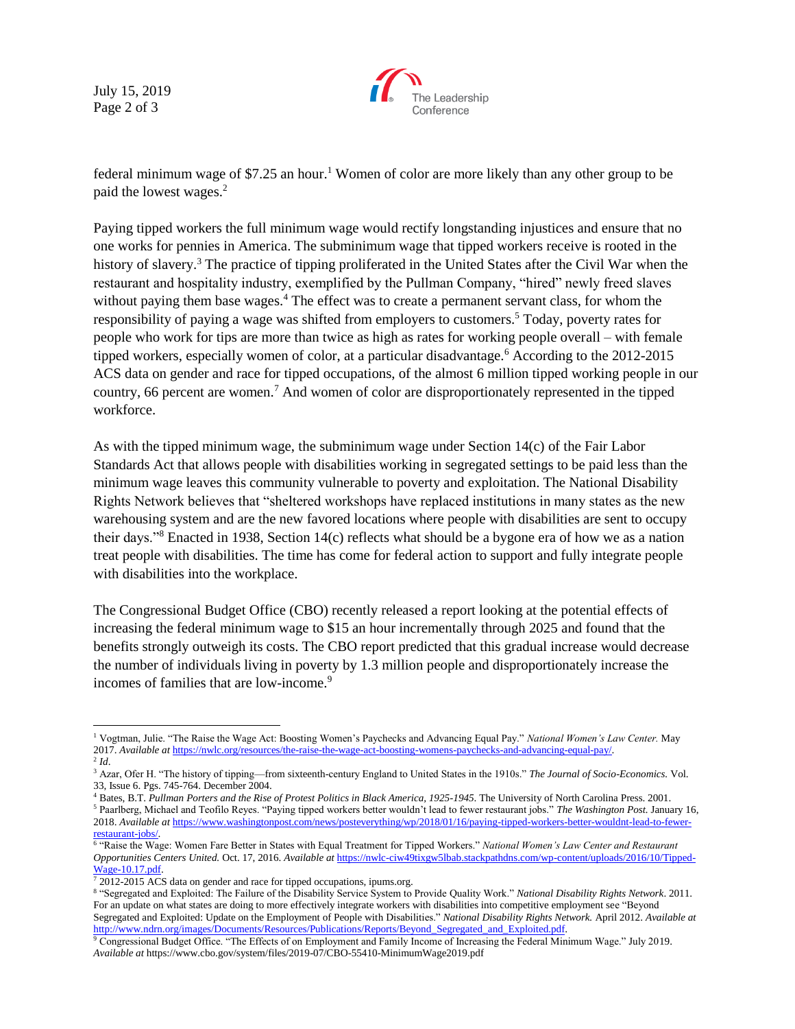federal minimum wage of $7.25 an hour.[1] Women of color are more likely than any other group to be paid the lowest wages.[2]

Paying tipped workers the full minimum wage would rectify longstanding injustices and ensure that no one works for pennies in America. The subminimum wage that tipped workers receive is rooted in the history of slavery.[3] The practice of tipping proliferated in the United States after the Civil War when the restaurant and hospitality industry, exemplified by the Pullman Company, "hired" newly freed slaves without paying them base wages.[4] The effect was to create a permanent servant class, for whom the responsibility of paying a wage was shifted from employers to customers.[5] Today, poverty rates for people who work for tips are more than twice as high as rates for working people overall – with female tipped workers, especially women of color, at a particular disadvantage.[6] According to the 2012-2015 ACS data on gender and race for tipped occupations, of the almost 6 million tipped working people in our country, 66 percent are women.[7] And women of color are disproportionately represented in the tipped workforce.

As with the tipped minimum wage, the subminimum wage under Section 14(c) of the Fair Labor Standards Act that allows people with disabilities working in segregated settings to be paid less than the minimum wage leaves this community vulnerable to poverty and exploitation. The National Disability Rights Network believes that "sheltered workshops have replaced institutions in many states as the new warehousing system and are the new favored locations where people with disabilities are sent to occupy their days."[8] Enacted in 1938, Section 14(c) reflects what should be a bygone era of how we as a nation treat people with disabilities. The time has come for federal action to support and fully integrate people with disabilities into the workplace.

The Congressional Budget Office (CBO) recently released a report looking at the potential effects of increasing the federal minimum wage to $15 an hour incrementally through 2025 and found that the benefits strongly outweigh its costs. The CBO report predicted that this gradual increase would decrease the number of individuals living in poverty by 1.3 million people and disproportionately increase the incomes of families that are low-income.[9]

---

[1] Vogtman, Julie. "The Raise the Wage Act: Boosting Women's Paychecks and Advancing Equal Pay." *National Women's Law Center.* May 2017. *Available at* https://nwlc.org/resources/the-raise-the-wage-act-boosting-womens-paychecks-and-advancing-equal-pay/.

[2] *Id*.

[3] Azar, Ofer H. "The history of tipping—from sixteenth-century England to United States in the 1910s." *The Journal of Socio-Economics.* Vol. 33, Issue 6. Pgs. 745-764. December 2004.

[4] Bates, B.T. *Pullman Porters and the Rise of Protest Politics in Black America, 1925-1945*. The University of North Carolina Press. 2001.

[5] Paarlberg, Michael and Teofilo Reyes. "Paying tipped workers better wouldn't lead to fewer restaurant jobs." *The Washington Post.* January 16, 2018. *Available at* https://www.washingtonpost.com/news/posteverything/wp/2018/01/16/paying-tipped-workers-better-wouldnt-lead-to-fewer-restaurant-jobs/.

[6] "Raise the Wage: Women Fare Better in States with Equal Treatment for Tipped Workers." *National Women's Law Center and Restaurant Opportunities Centers United.* Oct. 17, 2016. *Available at* https://nwlc-ciw49tixgw5lbab.stackpathdns.com/wp-content/uploads/2016/10/Tipped-Wage-10.17.pdf.

[7] 2012-2015 ACS data on gender and race for tipped occupations, ipums.org.

[8] "Segregated and Exploited: The Failure of the Disability Service System to Provide Quality Work." *National Disability Rights Network*. 2011. For an update on what states are doing to more effectively integrate workers with disabilities into competitive employment see "Beyond Segregated and Exploited: Update on the Employment of People with Disabilities." *National Disability Rights Network.* April 2012. *Available at* http://www.ndrn.org/images/Documents/Resources/Publications/Reports/Beyond_Segregated_and_Exploited.pdf.

[9] Congressional Budget Office. "The Effects of on Employment and Family Income of Increasing the Federal Minimum Wage." July 2019. *Available at* https://www.cbo.gov/system/files/2019-07/CBO-55410-MinimumWage2019.pdf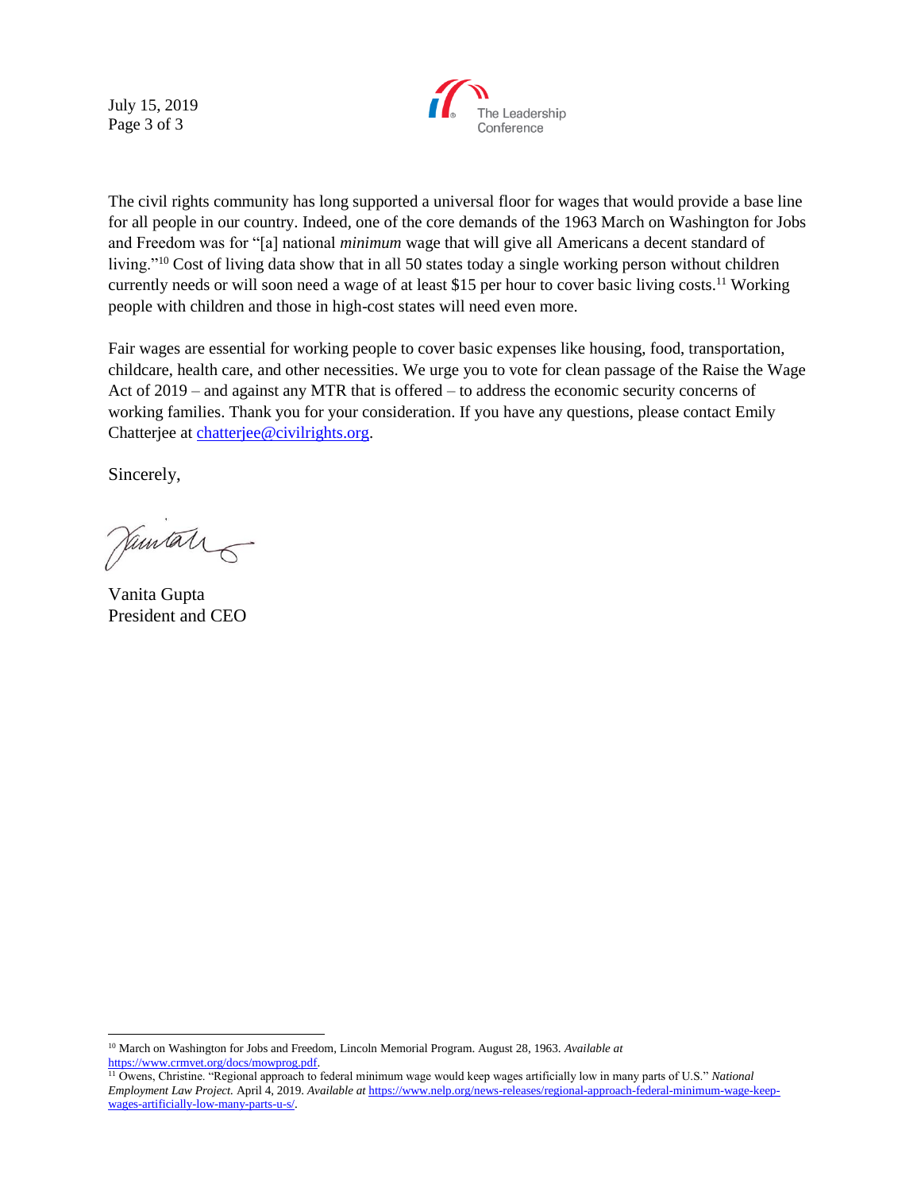The civil rights community has long supported a universal floor for wages that would provide a base line for all people in our country. Indeed, one of the core demands of the 1963 March on Washington for Jobs and Freedom was for "[a] national *minimum* wage that will give all Americans a decent standard of living."[10] Cost of living data show that in all 50 states today a single working person without children currently needs or will soon need a wage of at least $15 per hour to cover basic living costs.[11] Working people with children and those in high-cost states will need even more.

Fair wages are essential for working people to cover basic expenses like housing, food, transportation, childcare, health care, and other necessities. We urge you to vote for clean passage of the Raise the Wage Act of 2019 – and against any MTR that is offered – to address the economic security concerns of working families. Thank you for your consideration. If you have any questions, please contact Emily Chatterjee at chatterjee@civilrights.org.

Sincerely,

Vanita Gupta
President and CEO

---

[10] March on Washington for Jobs and Freedom, Lincoln Memorial Program. August 28, 1963. *Available at* https://www.crmvet.org/docs/mowprog.pdf.

[11] Owens, Christine. "Regional approach to federal minimum wage would keep wages artificially low in many parts of U.S." *National Employment Law Project.* April 4, 2019. *Available at* https://www.nelp.org/news-releases/regional-approach-federal-minimum-wage-keep-wages-artificially-low-many-parts-u-s/.